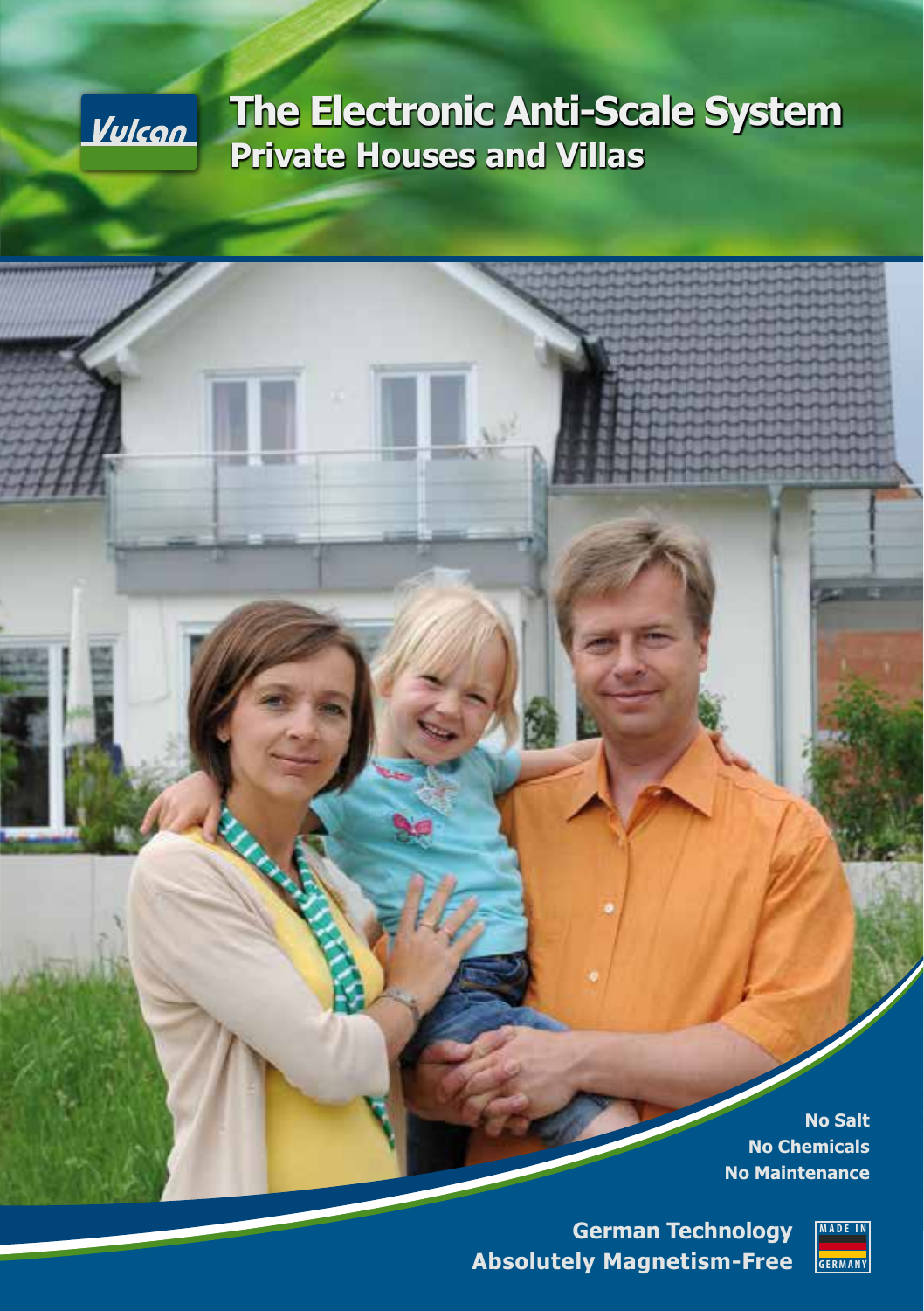Vulcan

# The Electronic Anti-Scale System
## Private Houses and Villas

**No Salt**
**No Chemicals**
**No Maintenance**

**German Technology**
**Absolutely Magnetism-Free**

MADE IN GERMANY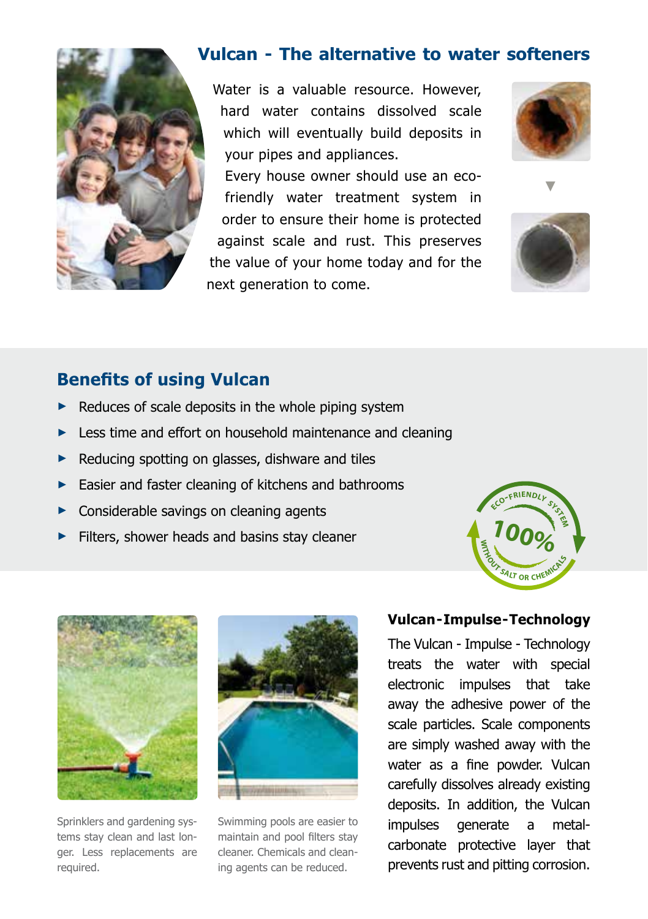## Vulcan - The alternative to water softeners

Water is a valuable resource. However, hard water contains dissolved scale which will eventually build deposits in your pipes and appliances.

Every house owner should use an eco-friendly water treatment system in order to ensure their home is protected against scale and rust. This preserves the value of your home today and for the next generation to come.

## Benefits of using Vulcan

- Reduces of scale deposits in the whole piping system
- Less time and effort on household maintenance and cleaning
- Reducing spotting on glasses, dishware and tiles
- Easier and faster cleaning of kitchens and bathrooms
- Considerable savings on cleaning agents
- Filters, shower heads and basins stay cleaner

ECO-FRIENDLY SYSTEM 100% WITHOUT SALT OR CHEMICALS

Sprinklers and gardening systems stay clean and last longer. Less replacements are required.

Swimming pools are easier to maintain and pool filters stay cleaner. Chemicals and cleaning agents can be reduced.

### Vulcan-Impulse-Technology

The Vulcan - Impulse - Technology treats the water with special electronic impulses that take away the adhesive power of the scale particles. Scale components are simply washed away with the water as a fine powder. Vulcan carefully dissolves already existing deposits. In addition, the Vulcan impulses generate a metal-carbonate protective layer that prevents rust and pitting corrosion.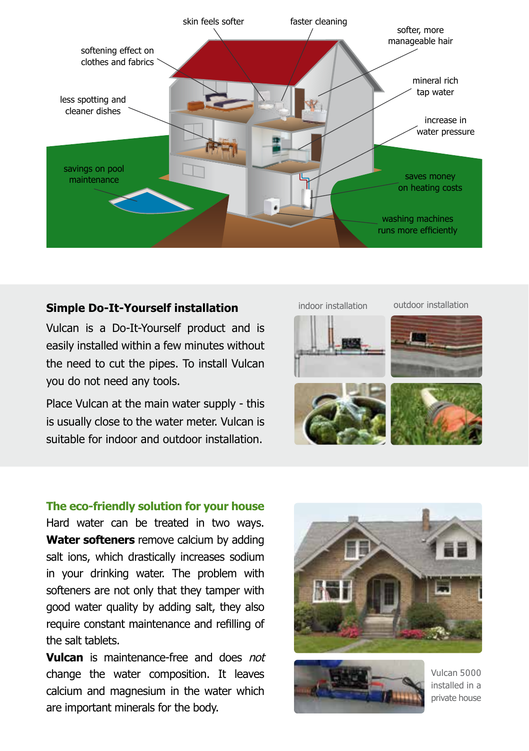skin feels softer

faster cleaning

softer, more manageable hair

softening effect on clothes and fabrics

mineral rich tap water

less spotting and cleaner dishes

increase in water pressure

savings on pool maintenance

saves money on heating costs

washing machines runs more efficiently

## Simple Do-It-Yourself installation

Vulcan is a Do-It-Yourself product and is easily installed within a few minutes without the need to cut the pipes. To install Vulcan you do not need any tools.

Place Vulcan at the main water supply - this is usually close to the water meter. Vulcan is suitable for indoor and outdoor installation.

indoor installation

outdoor installation

## The eco-friendly solution for your house

Hard water can be treated in two ways. **Water softeners** remove calcium by adding salt ions, which drastically increases sodium in your drinking water. The problem with softeners are not only that they tamper with good water quality by adding salt, they also require constant maintenance and refilling of the salt tablets.

**Vulcan** is maintenance-free and does *not* change the water composition. It leaves calcium and magnesium in the water which are important minerals for the body.

Vulcan 5000 installed in a private house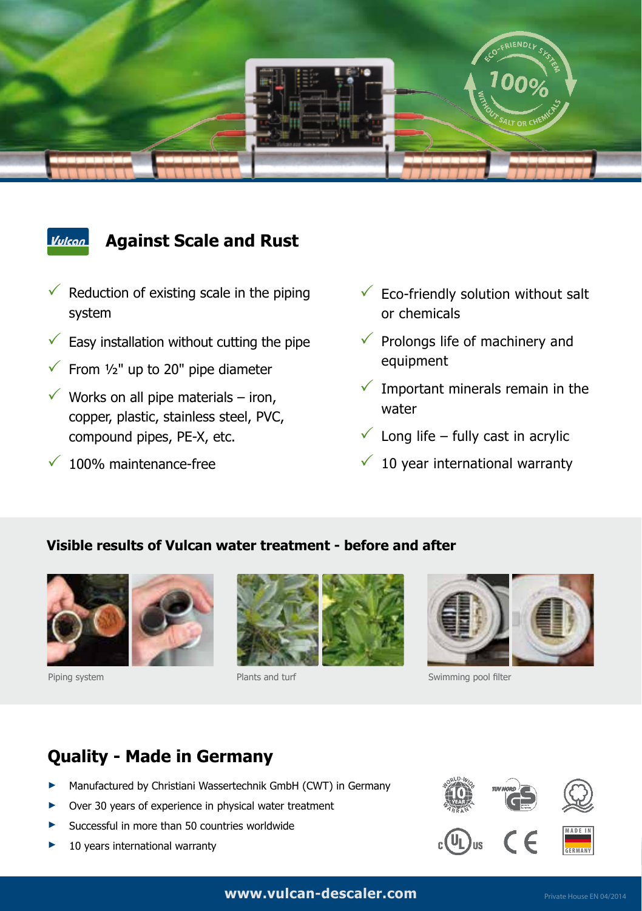## Against Scale and Rust

- ✓ Reduction of existing scale in the piping system
- ✓ Easy installation without cutting the pipe
- ✓ From ½" up to 20" pipe diameter
- ✓ Works on all pipe materials – iron, copper, plastic, stainless steel, PVC, compound pipes, PE-X, etc.
- ✓ 100% maintenance-free
- ✓ Eco-friendly solution without salt or chemicals
- ✓ Prolongs life of machinery and equipment
- ✓ Important minerals remain in the water
- ✓ Long life – fully cast in acrylic
- ✓ 10 year international warranty

### Visible results of Vulcan water treatment - before and after

Piping system

Plants and turf

Swimming pool filter

## Quality - Made in Germany

- Manufactured by Christiani Wassertechnik GmbH (CWT) in Germany
- Over 30 years of experience in physical water treatment
- Successful in more than 50 countries worldwide
- 10 years international warranty

**www.vulcan-descaler.com**

Private House EN 04/2014